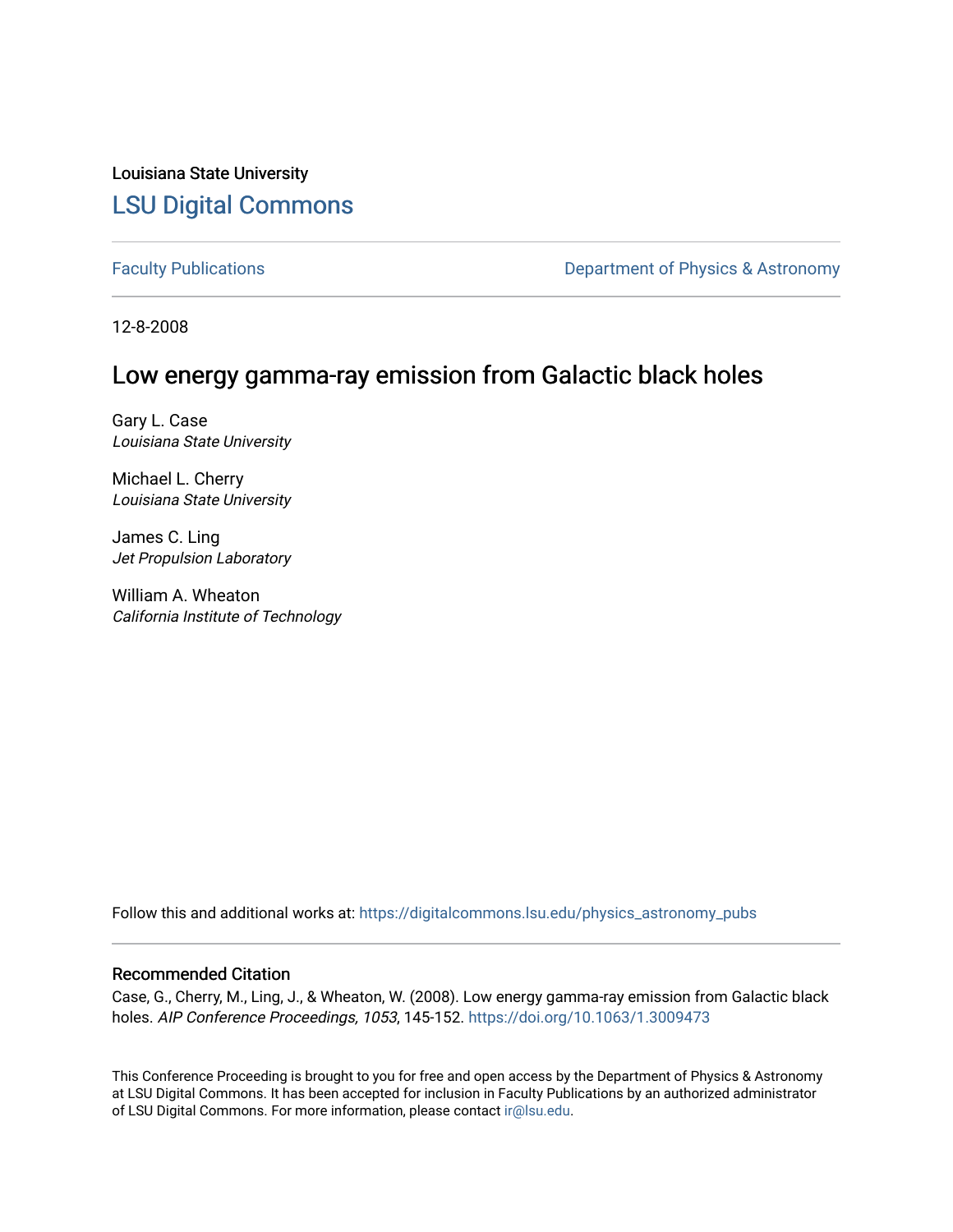Louisiana State University

# LSU Digital Commons

Faculty Publications

Department of Physics & Astronomy

12-8-2008

## Low energy gamma-ray emission from Galactic black holes

Gary L. Case
*Louisiana State University*

Michael L. Cherry
*Louisiana State University*

James C. Ling
*Jet Propulsion Laboratory*

William A. Wheaton
*California Institute of Technology*

Follow this and additional works at: https://digitalcommons.lsu.edu/physics_astronomy_pubs

### Recommended Citation

Case, G., Cherry, M., Ling, J., & Wheaton, W. (2008). Low energy gamma-ray emission from Galactic black holes. *AIP Conference Proceedings, 1053*, 145-152. https://doi.org/10.1063/1.3009473

This Conference Proceeding is brought to you for free and open access by the Department of Physics & Astronomy at LSU Digital Commons. It has been accepted for inclusion in Faculty Publications by an authorized administrator of LSU Digital Commons. For more information, please contact ir@lsu.edu.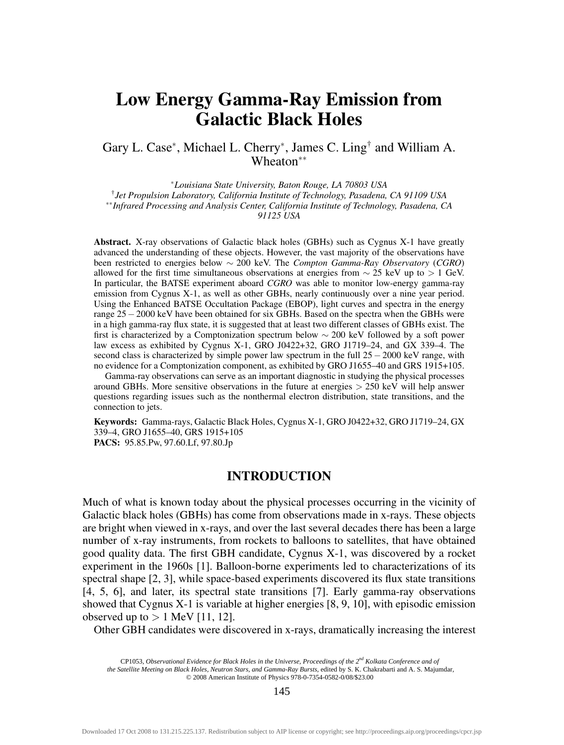# Low Energy Gamma-Ray Emission from Galactic Black Holes

Gary L. Case*, Michael L. Cherry*, James C. Ling† and William A. Wheaton**

*Louisiana State University, Baton Rouge, LA 70803 USA*
†*Jet Propulsion Laboratory, California Institute of Technology, Pasadena, CA 91109 USA*
***Infrared Processing and Analysis Center, California Institute of Technology, Pasadena, CA 91125 USA*

**Abstract.** X-ray observations of Galactic black holes (GBHs) such as Cygnus X-1 have greatly advanced the understanding of these objects. However, the vast majority of the observations have been restricted to energies below $\sim 200$ keV. The *Compton Gamma-Ray Observatory* (*CGRO*) allowed for the first time simultaneous observations at energies from $\sim 25$ keV up to $> 1$ GeV. In particular, the BATSE experiment aboard *CGRO* was able to monitor low-energy gamma-ray emission from Cygnus X-1, as well as other GBHs, nearly continuously over a nine year period. Using the Enhanced BATSE Occultation Package (EBOP), light curves and spectra in the energy range 25 – 2000 keV have been obtained for six GBHs. Based on the spectra when the GBHs were in a high gamma-ray flux state, it is suggested that at least two different classes of GBHs exist. The first is characterized by a Comptonization spectrum below $\sim 200$ keV followed by a soft power law excess as exhibited by Cygnus X-1, GRO J0422+32, GRO J1719–24, and GX 339–4. The second class is characterized by simple power law spectrum in the full 25 – 2000 keV range, with no evidence for a Comptonization component, as exhibited by GRO J1655–40 and GRS 1915+105.

Gamma-ray observations can serve as an important diagnostic in studying the physical processes around GBHs. More sensitive observations in the future at energies $> 250$ keV will help answer questions regarding issues such as the nonthermal electron distribution, state transitions, and the connection to jets.

**Keywords:** Gamma-rays, Galactic Black Holes, Cygnus X-1, GRO J0422+32, GRO J1719–24, GX 339–4, GRO J1655–40, GRS 1915+105
**PACS:** 95.85.Pw, 97.60.Lf, 97.80.Jp

## INTRODUCTION

Much of what is known today about the physical processes occurring in the vicinity of Galactic black holes (GBHs) has come from observations made in x-rays. These objects are bright when viewed in x-rays, and over the last several decades there has been a large number of x-ray instruments, from rockets to balloons to satellites, that have obtained good quality data. The first GBH candidate, Cygnus X-1, was discovered by a rocket experiment in the 1960s [1]. Balloon-borne experiments led to characterizations of its spectral shape [2, 3], while space-based experiments discovered its flux state transitions [4, 5, 6], and later, its spectral state transitions [7]. Early gamma-ray observations showed that Cygnus X-1 is variable at higher energies [8, 9, 10], with episodic emission observed up to $> 1$ MeV [11, 12].

Other GBH candidates were discovered in x-rays, dramatically increasing the interest

CP1053, *Observational Evidence for Black Holes in the Universe, Proceedings of the 2nd Kolkata Conference and of the Satellite Meeting on Black Holes, Neutron Stars, and Gamma-Ray Bursts,* edited by S. K. Chakrabarti and A. S. Majumdar, © 2008 American Institute of Physics 978-0-7354-0582-0/08/$23.00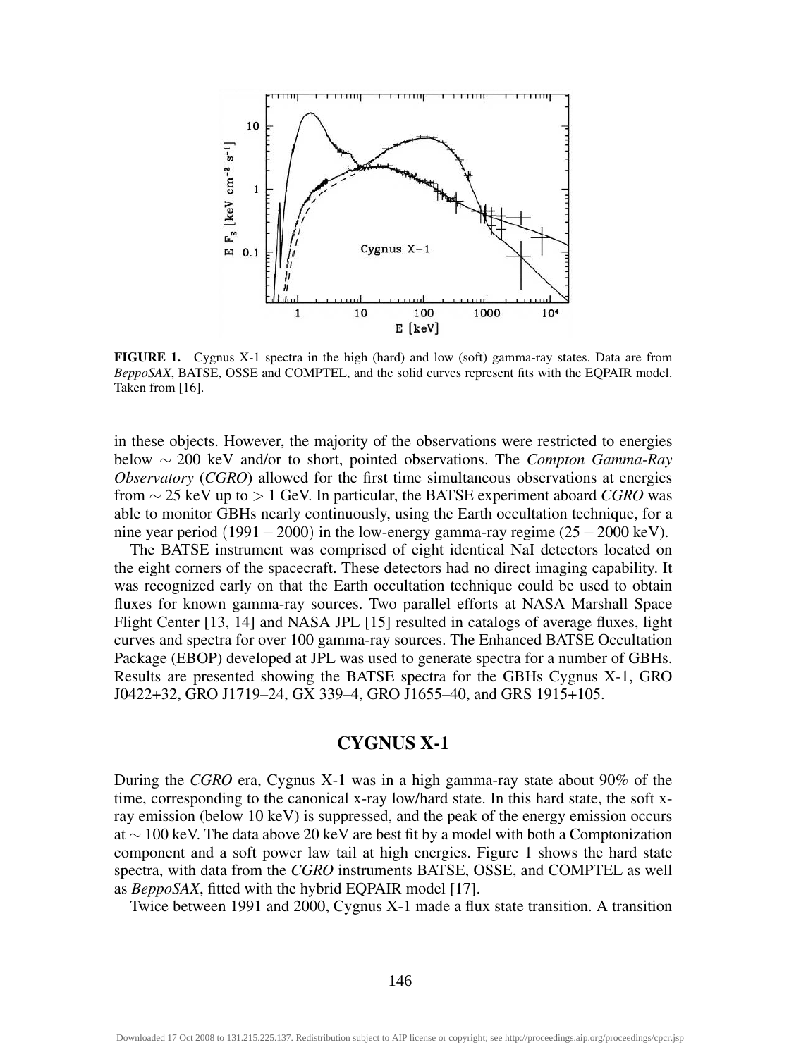**FIGURE 1.** Cygnus X-1 spectra in the high (hard) and low (soft) gamma-ray states. Data are from *BeppoSAX*, BATSE, OSSE and COMPTEL, and the solid curves represent fits with the EQPAIR model. Taken from [16].

in these objects. However, the majority of the observations were restricted to energies below $\sim$ 200 keV and/or to short, pointed observations. The *Compton Gamma-Ray Observatory* (*CGRO*) allowed for the first time simultaneous observations at energies from $\sim$ 25 keV up to $>$ 1 GeV. In particular, the BATSE experiment aboard *CGRO* was able to monitor GBHs nearly continuously, using the Earth occultation technique, for a nine year period $(1991-2000)$ in the low-energy gamma-ray regime $(25-2000$ keV).

The BATSE instrument was comprised of eight identical NaI detectors located on the eight corners of the spacecraft. These detectors had no direct imaging capability. It was recognized early on that the Earth occultation technique could be used to obtain fluxes for known gamma-ray sources. Two parallel efforts at NASA Marshall Space Flight Center [13, 14] and NASA JPL [15] resulted in catalogs of average fluxes, light curves and spectra for over 100 gamma-ray sources. The Enhanced BATSE Occultation Package (EBOP) developed at JPL was used to generate spectra for a number of GBHs. Results are presented showing the BATSE spectra for the GBHs Cygnus X-1, GRO J0422+32, GRO J1719–24, GX 339–4, GRO J1655–40, and GRS 1915+105.

## CYGNUS X-1

During the *CGRO* era, Cygnus X-1 was in a high gamma-ray state about 90% of the time, corresponding to the canonical x-ray low/hard state. In this hard state, the soft x-ray emission (below 10 keV) is suppressed, and the peak of the energy emission occurs at $\sim$ 100 keV. The data above 20 keV are best fit by a model with both a Comptonization component and a soft power law tail at high energies. Figure 1 shows the hard state spectra, with data from the *CGRO* instruments BATSE, OSSE, and COMPTEL as well as *BeppoSAX*, fitted with the hybrid EQPAIR model [17].

Twice between 1991 and 2000, Cygnus X-1 made a flux state transition. A transition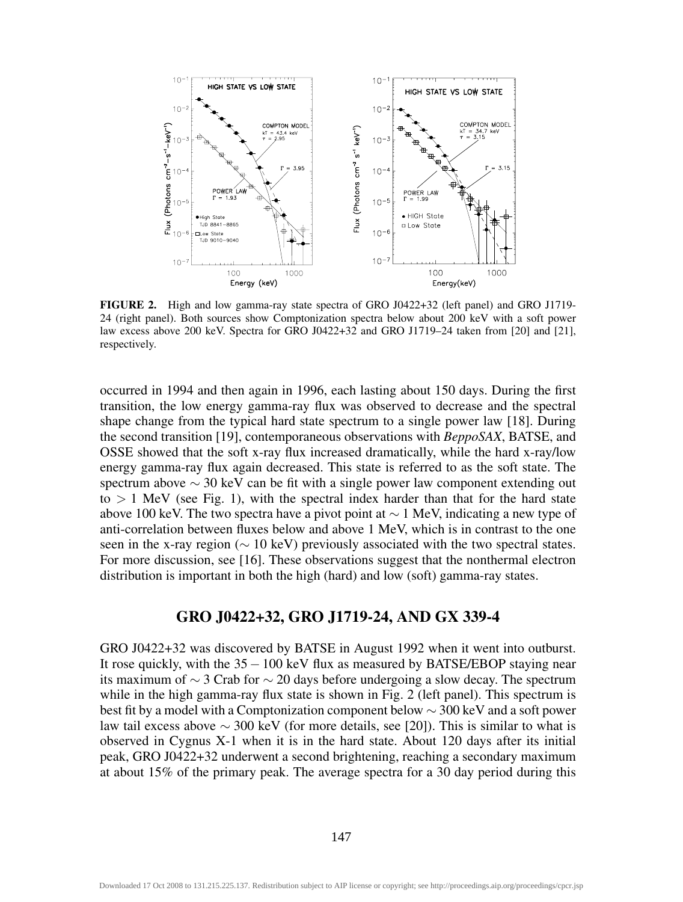**FIGURE 2.** High and low gamma-ray state spectra of GRO J0422+32 (left panel) and GRO J1719-24 (right panel). Both sources show Comptonization spectra below about 200 keV with a soft power law excess above 200 keV. Spectra for GRO J0422+32 and GRO J1719–24 taken from [20] and [21], respectively.

occurred in 1994 and then again in 1996, each lasting about 150 days. During the first transition, the low energy gamma-ray flux was observed to decrease and the spectral shape change from the typical hard state spectrum to a single power law [18]. During the second transition [19], contemporaneous observations with *BeppoSAX*, BATSE, and OSSE showed that the soft x-ray flux increased dramatically, while the hard x-ray/low energy gamma-ray flux again decreased. This state is referred to as the soft state. The spectrum above $\sim$ 30 keV can be fit with a single power law component extending out to $>$ 1 MeV (see Fig. 1), with the spectral index harder than that for the hard state above 100 keV. The two spectra have a pivot point at $\sim$ 1 MeV, indicating a new type of anti-correlation between fluxes below and above 1 MeV, which is in contrast to the one seen in the x-ray region ($\sim$ 10 keV) previously associated with the two spectral states. For more discussion, see [16]. These observations suggest that the nonthermal electron distribution is important in both the high (hard) and low (soft) gamma-ray states.

## GRO J0422+32, GRO J1719-24, AND GX 339-4

GRO J0422+32 was discovered by BATSE in August 1992 when it went into outburst. It rose quickly, with the 35 – 100 keV flux as measured by BATSE/EBOP staying near its maximum of $\sim$ 3 Crab for $\sim$ 20 days before undergoing a slow decay. The spectrum while in the high gamma-ray flux state is shown in Fig. 2 (left panel). This spectrum is best fit by a model with a Comptonization component below $\sim$ 300 keV and a soft power law tail excess above $\sim$ 300 keV (for more details, see [20]). This is similar to what is observed in Cygnus X-1 when it is in the hard state. About 120 days after its initial peak, GRO J0422+32 underwent a second brightening, reaching a secondary maximum at about 15% of the primary peak. The average spectra for a 30 day period during this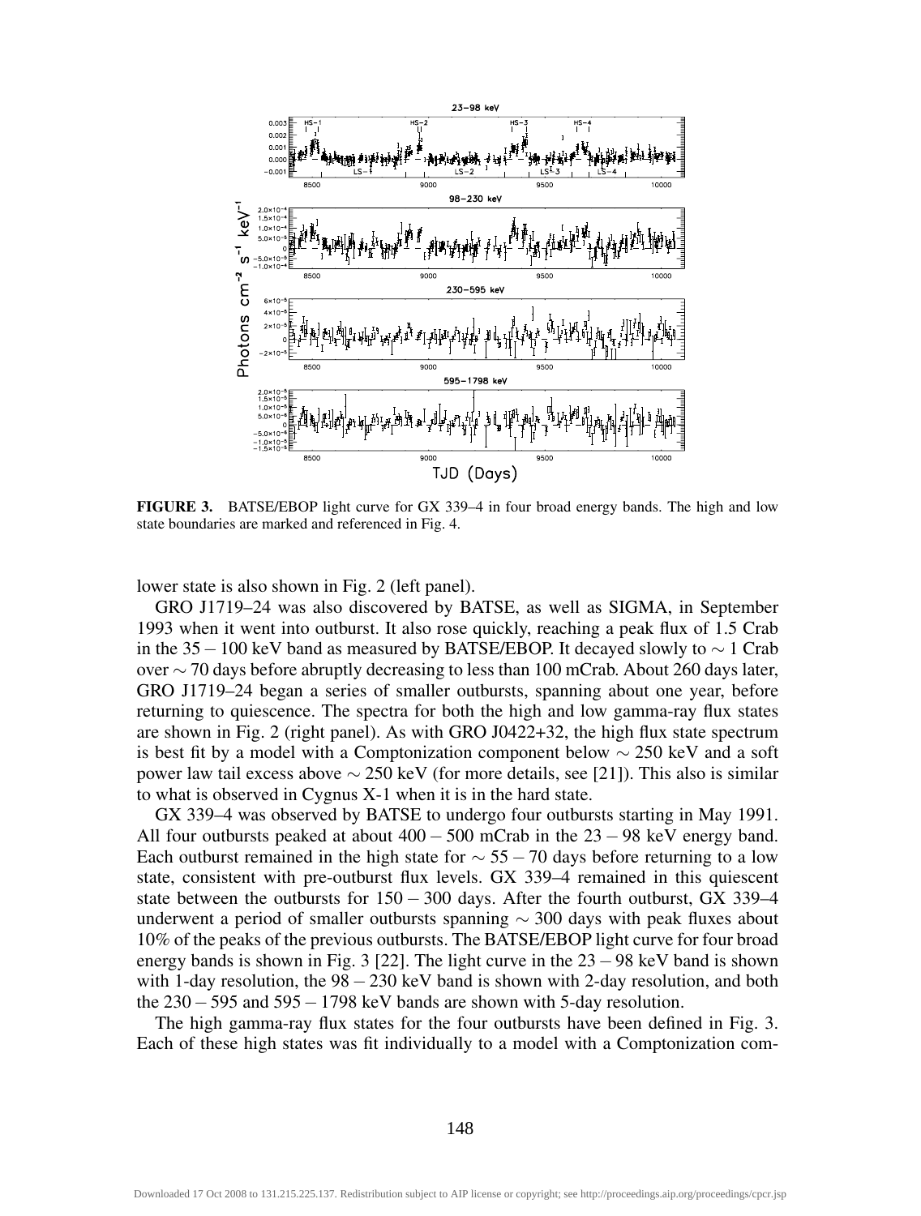**FIGURE 3.** BATSE/EBOP light curve for GX 339–4 in four broad energy bands. The high and low state boundaries are marked and referenced in Fig. 4.

lower state is also shown in Fig. 2 (left panel).

GRO J1719–24 was also discovered by BATSE, as well as SIGMA, in September 1993 when it went into outburst. It also rose quickly, reaching a peak flux of 1.5 Crab in the $35-100$ keV band as measured by BATSE/EBOP. It decayed slowly to $\sim 1$ Crab over $\sim 70$ days before abruptly decreasing to less than 100 mCrab. About 260 days later, GRO J1719–24 began a series of smaller outbursts, spanning about one year, before returning to quiescence. The spectra for both the high and low gamma-ray flux states are shown in Fig. 2 (right panel). As with GRO J0422+32, the high flux state spectrum is best fit by a model with a Comptonization component below $\sim 250$ keV and a soft power law tail excess above $\sim 250$ keV (for more details, see [21]). This also is similar to what is observed in Cygnus X-1 when it is in the hard state.

GX 339–4 was observed by BATSE to undergo four outbursts starting in May 1991. All four outbursts peaked at about $400-500$ mCrab in the $23-98$ keV energy band. Each outburst remained in the high state for $\sim 55-70$ days before returning to a low state, consistent with pre-outburst flux levels. GX 339–4 remained in this quiescent state between the outbursts for $150-300$ days. After the fourth outburst, GX 339–4 underwent a period of smaller outbursts spanning $\sim 300$ days with peak fluxes about 10% of the peaks of the previous outbursts. The BATSE/EBOP light curve for four broad energy bands is shown in Fig. 3 [22]. The light curve in the $23-98$ keV band is shown with 1-day resolution, the $98-230$ keV band is shown with 2-day resolution, and both the $230-595$ and $595-1798$ keV bands are shown with 5-day resolution.

The high gamma-ray flux states for the four outbursts have been defined in Fig. 3. Each of these high states was fit individually to a model with a Comptonization com-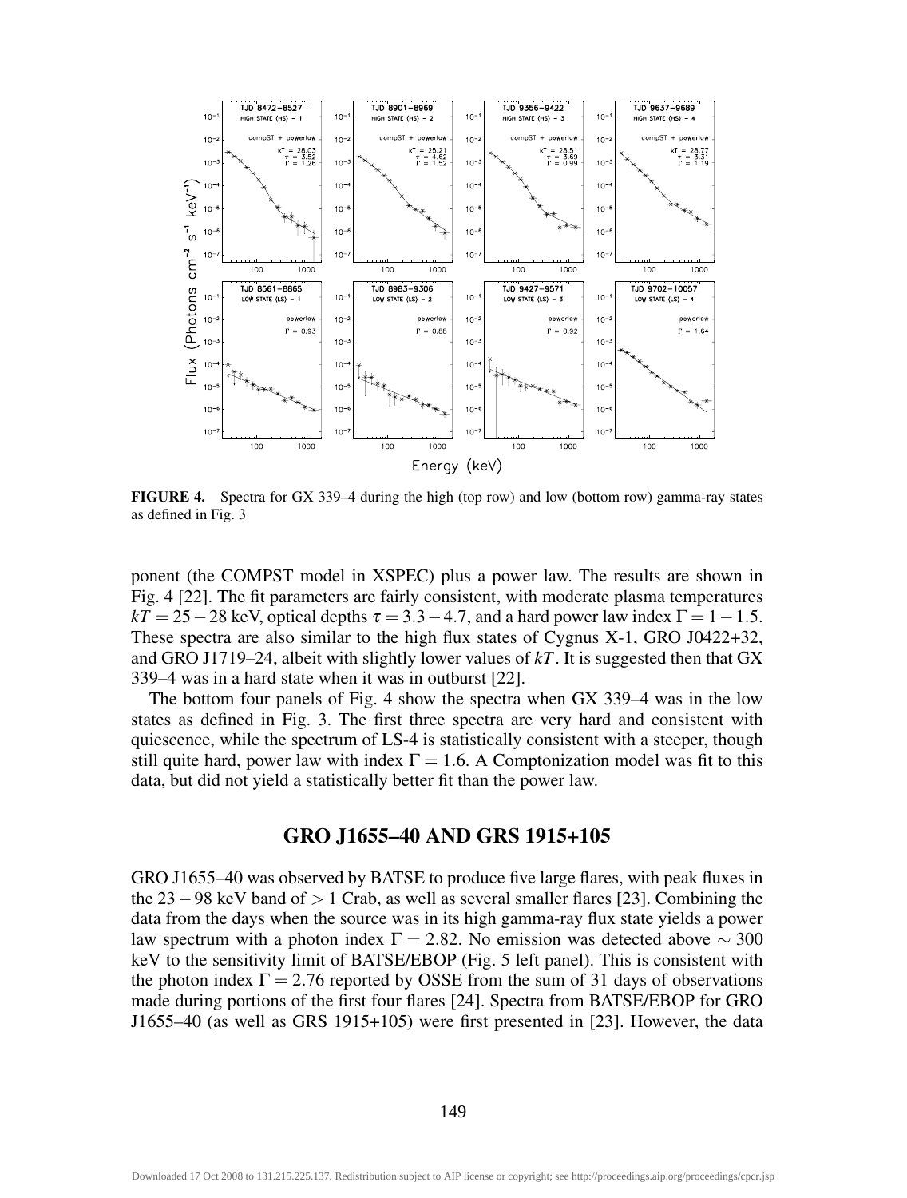**FIGURE 4.** Spectra for GX 339–4 during the high (top row) and low (bottom row) gamma-ray states as defined in Fig. 3

ponent (the COMPST model in XSPEC) plus a power law. The results are shown in Fig. 4 [22]. The fit parameters are fairly consistent, with moderate plasma temperatures $kT = 25-28$ keV, optical depths $\tau = 3.3-4.7$, and a hard power law index $\Gamma = 1-1.5$. These spectra are also similar to the high flux states of Cygnus X-1, GRO J0422+32, and GRO J1719–24, albeit with slightly lower values of $kT$. It is suggested then that GX 339–4 was in a hard state when it was in outburst [22].

The bottom four panels of Fig. 4 show the spectra when GX 339–4 was in the low states as defined in Fig. 3. The first three spectra are very hard and consistent with quiescence, while the spectrum of LS-4 is statistically consistent with a steeper, though still quite hard, power law with index $\Gamma = 1.6$. A Comptonization model was fit to this data, but did not yield a statistically better fit than the power law.

## GRO J1655–40 AND GRS 1915+105

GRO J1655–40 was observed by BATSE to produce five large flares, with peak fluxes in the $23-98$ keV band of $> 1$ Crab, as well as several smaller flares [23]. Combining the data from the days when the source was in its high gamma-ray flux state yields a power law spectrum with a photon index $\Gamma = 2.82$. No emission was detected above $\sim 300$ keV to the sensitivity limit of BATSE/EBOP (Fig. 5 left panel). This is consistent with the photon index $\Gamma = 2.76$ reported by OSSE from the sum of 31 days of observations made during portions of the first four flares [24]. Spectra from BATSE/EBOP for GRO J1655–40 (as well as GRS 1915+105) were first presented in [23]. However, the data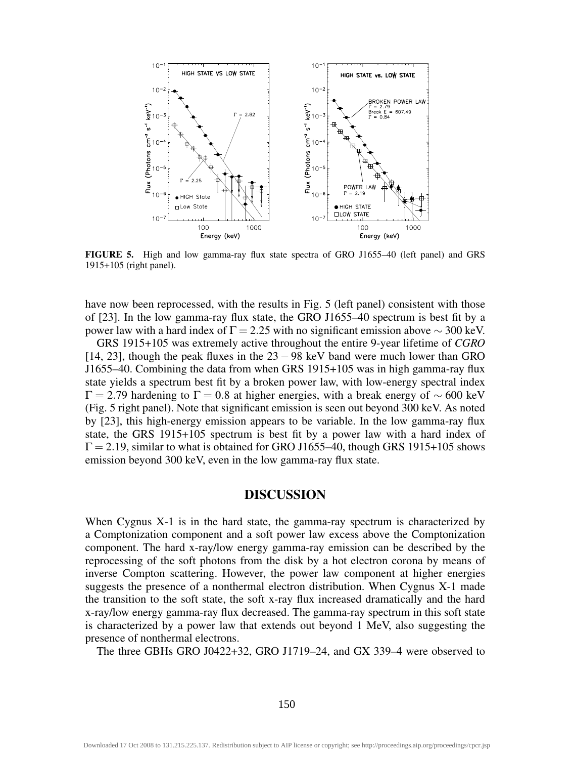**FIGURE 5.** High and low gamma-ray flux state spectra of GRO J1655–40 (left panel) and GRS 1915+105 (right panel).

have now been reprocessed, with the results in Fig. 5 (left panel) consistent with those of [23]. In the low gamma-ray flux state, the GRO J1655–40 spectrum is best fit by a power law with a hard index of $\Gamma = 2.25$ with no significant emission above $\sim 300$ keV.

GRS 1915+105 was extremely active throughout the entire 9-year lifetime of *CGRO* [14, 23], though the peak fluxes in the $23-98$ keV band were much lower than GRO J1655–40. Combining the data from when GRS 1915+105 was in high gamma-ray flux state yields a spectrum best fit by a broken power law, with low-energy spectral index $\Gamma = 2.79$ hardening to $\Gamma = 0.8$ at higher energies, with a break energy of $\sim 600$ keV (Fig. 5 right panel). Note that significant emission is seen out beyond 300 keV. As noted by [23], this high-energy emission appears to be variable. In the low gamma-ray flux state, the GRS 1915+105 spectrum is best fit by a power law with a hard index of $\Gamma = 2.19$, similar to what is obtained for GRO J1655–40, though GRS 1915+105 shows emission beyond 300 keV, even in the low gamma-ray flux state.

## DISCUSSION

When Cygnus X-1 is in the hard state, the gamma-ray spectrum is characterized by a Comptonization component and a soft power law excess above the Comptonization component. The hard x-ray/low energy gamma-ray emission can be described by the reprocessing of the soft photons from the disk by a hot electron corona by means of inverse Compton scattering. However, the power law component at higher energies suggests the presence of a nonthermal electron distribution. When Cygnus X-1 made the transition to the soft state, the soft x-ray flux increased dramatically and the hard x-ray/low energy gamma-ray flux decreased. The gamma-ray spectrum in this soft state is characterized by a power law that extends out beyond 1 MeV, also suggesting the presence of nonthermal electrons.

The three GBHs GRO J0422+32, GRO J1719–24, and GX 339–4 were observed to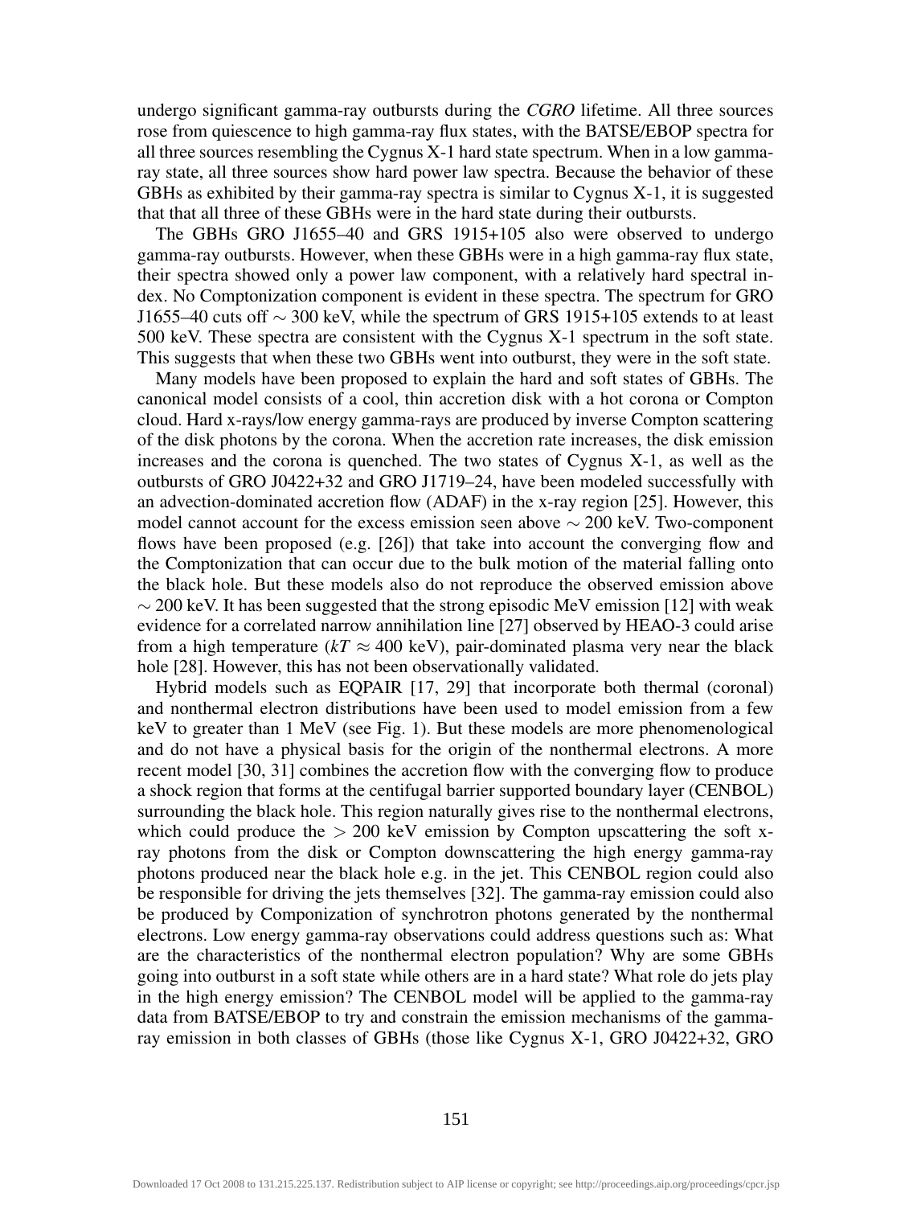undergo significant gamma-ray outbursts during the *CGRO* lifetime. All three sources rose from quiescence to high gamma-ray flux states, with the BATSE/EBOP spectra for all three sources resembling the Cygnus X-1 hard state spectrum. When in a low gamma-ray state, all three sources show hard power law spectra. Because the behavior of these GBHs as exhibited by their gamma-ray spectra is similar to Cygnus X-1, it is suggested that that all three of these GBHs were in the hard state during their outbursts.

The GBHs GRO J1655–40 and GRS 1915+105 also were observed to undergo gamma-ray outbursts. However, when these GBHs were in a high gamma-ray flux state, their spectra showed only a power law component, with a relatively hard spectral index. No Comptonization component is evident in these spectra. The spectrum for GRO J1655–40 cuts off $\sim 300$ keV, while the spectrum of GRS 1915+105 extends to at least 500 keV. These spectra are consistent with the Cygnus X-1 spectrum in the soft state. This suggests that when these two GBHs went into outburst, they were in the soft state.

Many models have been proposed to explain the hard and soft states of GBHs. The canonical model consists of a cool, thin accretion disk with a hot corona or Compton cloud. Hard x-rays/low energy gamma-rays are produced by inverse Compton scattering of the disk photons by the corona. When the accretion rate increases, the disk emission increases and the corona is quenched. The two states of Cygnus X-1, as well as the outbursts of GRO J0422+32 and GRO J1719–24, have been modeled successfully with an advection-dominated accretion flow (ADAF) in the x-ray region [25]. However, this model cannot account for the excess emission seen above $\sim 200$ keV. Two-component flows have been proposed (e.g. [26]) that take into account the converging flow and the Comptonization that can occur due to the bulk motion of the material falling onto the black hole. But these models also do not reproduce the observed emission above $\sim 200$ keV. It has been suggested that the strong episodic MeV emission [12] with weak evidence for a correlated narrow annihilation line [27] observed by HEAO-3 could arise from a high temperature ($kT \approx 400$ keV), pair-dominated plasma very near the black hole [28]. However, this has not been observationally validated.

Hybrid models such as EQPAIR [17, 29] that incorporate both thermal (coronal) and nonthermal electron distributions have been used to model emission from a few keV to greater than 1 MeV (see Fig. 1). But these models are more phenomenological and do not have a physical basis for the origin of the nonthermal electrons. A more recent model [30, 31] combines the accretion flow with the converging flow to produce a shock region that forms at the centifugal barrier supported boundary layer (CENBOL) surrounding the black hole. This region naturally gives rise to the nonthermal electrons, which could produce the $> 200$ keV emission by Compton upscattering the soft x-ray photons from the disk or Compton downscattering the high energy gamma-ray photons produced near the black hole e.g. in the jet. This CENBOL region could also be responsible for driving the jets themselves [32]. The gamma-ray emission could also be produced by Componization of synchrotron photons generated by the nonthermal electrons. Low energy gamma-ray observations could address questions such as: What are the characteristics of the nonthermal electron population? Why are some GBHs going into outburst in a soft state while others are in a hard state? What role do jets play in the high energy emission? The CENBOL model will be applied to the gamma-ray data from BATSE/EBOP to try and constrain the emission mechanisms of the gamma-ray emission in both classes of GBHs (those like Cygnus X-1, GRO J0422+32, GRO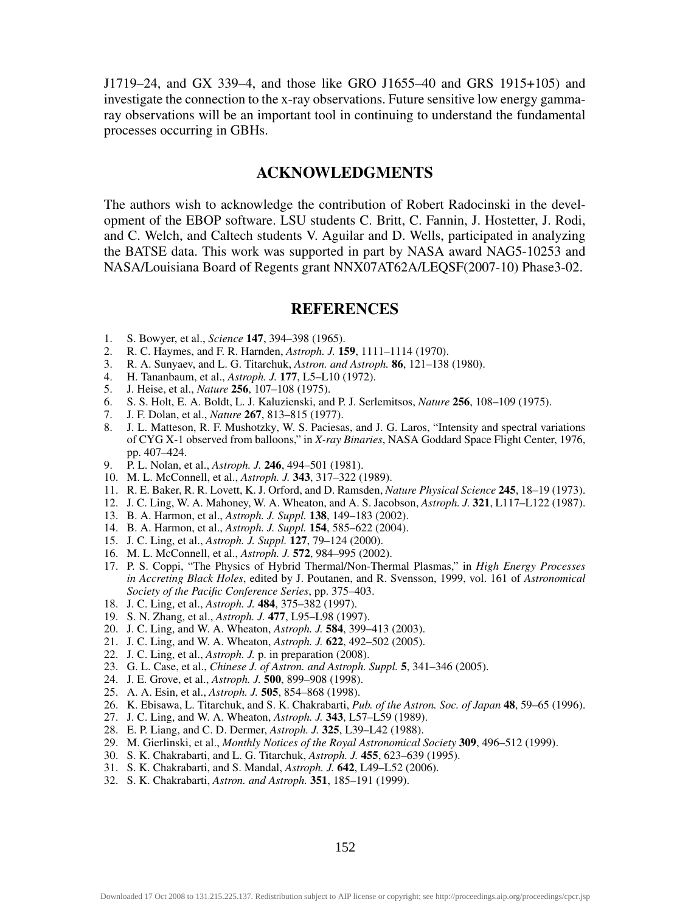J1719–24, and GX 339–4, and those like GRO J1655–40 and GRS 1915+105) and investigate the connection to the x-ray observations. Future sensitive low energy gamma-ray observations will be an important tool in continuing to understand the fundamental processes occurring in GBHs.

## ACKNOWLEDGMENTS

The authors wish to acknowledge the contribution of Robert Radocinski in the development of the EBOP software. LSU students C. Britt, C. Fannin, J. Hostetter, J. Rodi, and C. Welch, and Caltech students V. Aguilar and D. Wells, participated in analyzing the BATSE data. This work was supported in part by NASA award NAG5-10253 and NASA/Louisiana Board of Regents grant NNX07AT62A/LEQSF(2007-10) Phase3-02.

## REFERENCES

1. S. Bowyer, et al., *Science* **147**, 394–398 (1965).
2. R. C. Haymes, and F. R. Harnden, *Astroph. J.* **159**, 1111–1114 (1970).
3. R. A. Sunyaev, and L. G. Titarchuk, *Astron. and Astroph.* **86**, 121–138 (1980).
4. H. Tananbaum, et al., *Astroph. J.* **177**, L5–L10 (1972).
5. J. Heise, et al., *Nature* **256**, 107–108 (1975).
6. S. S. Holt, E. A. Boldt, L. J. Kaluzienski, and P. J. Serlemitsos, *Nature* **256**, 108–109 (1975).
7. J. F. Dolan, et al., *Nature* **267**, 813–815 (1977).
8. J. L. Matteson, R. F. Mushotzky, W. S. Paciesas, and J. G. Laros, "Intensity and spectral variations of CYG X-1 observed from balloons," in *X-ray Binaries*, NASA Goddard Space Flight Center, 1976, pp. 407–424.
9. P. L. Nolan, et al., *Astroph. J.* **246**, 494–501 (1981).
10. M. L. McConnell, et al., *Astroph. J.* **343**, 317–322 (1989).
11. R. E. Baker, R. R. Lovett, K. J. Orford, and D. Ramsden, *Nature Physical Science* **245**, 18–19 (1973).
12. J. C. Ling, W. A. Mahoney, W. A. Wheaton, and A. S. Jacobson, *Astroph. J.* **321**, L117–L122 (1987).
13. B. A. Harmon, et al., *Astroph. J. Suppl.* **138**, 149–183 (2002).
14. B. A. Harmon, et al., *Astroph. J. Suppl.* **154**, 585–622 (2004).
15. J. C. Ling, et al., *Astroph. J. Suppl.* **127**, 79–124 (2000).
16. M. L. McConnell, et al., *Astroph. J.* **572**, 984–995 (2002).
17. P. S. Coppi, "The Physics of Hybrid Thermal/Non-Thermal Plasmas," in *High Energy Processes in Accreting Black Holes*, edited by J. Poutanen, and R. Svensson, 1999, vol. 161 of *Astronomical Society of the Pacific Conference Series*, pp. 375–403.
18. J. C. Ling, et al., *Astroph. J.* **484**, 375–382 (1997).
19. S. N. Zhang, et al., *Astroph. J.* **477**, L95–L98 (1997).
20. J. C. Ling, and W. A. Wheaton, *Astroph. J.* **584**, 399–413 (2003).
21. J. C. Ling, and W. A. Wheaton, *Astroph. J.* **622**, 492–502 (2005).
22. J. C. Ling, et al., *Astroph. J.* p. in preparation (2008).
23. G. L. Case, et al., *Chinese J. of Astron. and Astroph. Suppl.* **5**, 341–346 (2005).
24. J. E. Grove, et al., *Astroph. J.* **500**, 899–908 (1998).
25. A. A. Esin, et al., *Astroph. J.* **505**, 854–868 (1998).
26. K. Ebisawa, L. Titarchuk, and S. K. Chakrabarti, *Pub. of the Astron. Soc. of Japan* **48**, 59–65 (1996).
27. J. C. Ling, and W. A. Wheaton, *Astroph. J.* **343**, L57–L59 (1989).
28. E. P. Liang, and C. D. Dermer, *Astroph. J.* **325**, L39–L42 (1988).
29. M. Gierlinski, et al., *Monthly Notices of the Royal Astronomical Society* **309**, 496–512 (1999).
30. S. K. Chakrabarti, and L. G. Titarchuk, *Astroph. J.* **455**, 623–639 (1995).
31. S. K. Chakrabarti, and S. Mandal, *Astroph. J.* **642**, L49–L52 (2006).
32. S. K. Chakrabarti, *Astron. and Astroph.* **351**, 185–191 (1999).